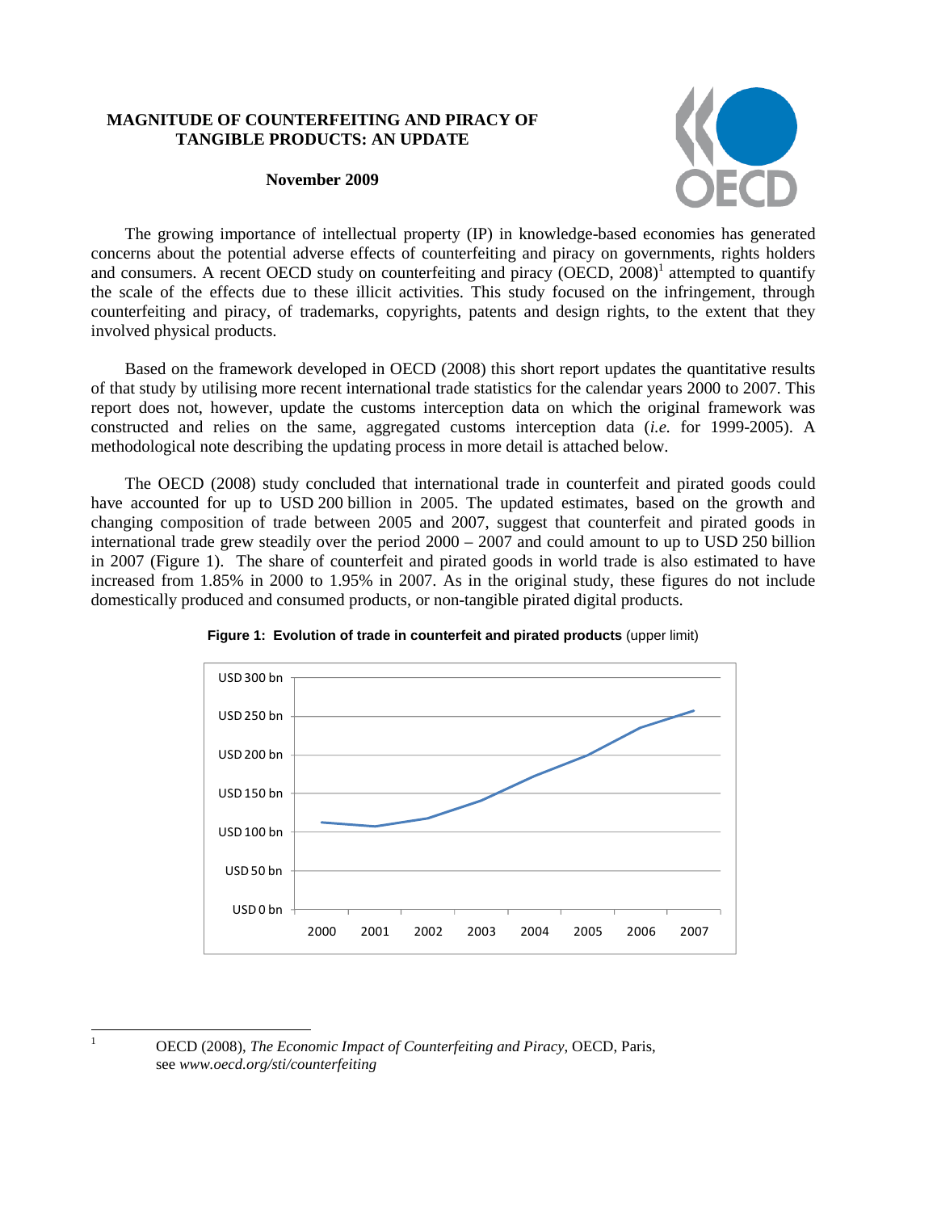# MAGNITUDE OF COUNTERFEITING AND PIRACY OF TANGIBLE PRODUCTS: AN UPDATE

**November 2009**

The growing importance of intellectual property (IP) in knowledge-based economies has generated concerns about the potential adverse effects of counterfeiting and piracy on governments, rights holders and consumers. A recent OECD study on counterfeiting and piracy (OECD, 2008)[1] attempted to quantify the scale of the effects due to these illicit activities. This study focused on the infringement, through counterfeiting and piracy, of trademarks, copyrights, patents and design rights, to the extent that they involved physical products.

Based on the framework developed in OECD (2008) this short report updates the quantitative results of that study by utilising more recent international trade statistics for the calendar years 2000 to 2007. This report does not, however, update the customs interception data on which the original framework was constructed and relies on the same, aggregated customs interception data (*i.e.* for 1999-2005). A methodological note describing the updating process in more detail is attached below.

The OECD (2008) study concluded that international trade in counterfeit and pirated goods could have accounted for up to USD 200 billion in 2005. The updated estimates, based on the growth and changing composition of trade between 2005 and 2007, suggest that counterfeit and pirated goods in international trade grew steadily over the period 2000 – 2007 and could amount to up to USD 250 billion in 2007 (Figure 1). The share of counterfeit and pirated goods in world trade is also estimated to have increased from 1.85% in 2000 to 1.95% in 2007. As in the original study, these figures do not include domestically produced and consumed products, or non-tangible pirated digital products.

**Figure 1: Evolution of trade in counterfeit and pirated products** (upper limit)

[1] OECD (2008), *The Economic Impact of Counterfeiting and Piracy*, OECD, Paris, see *www.oecd.org/sti/counterfeiting*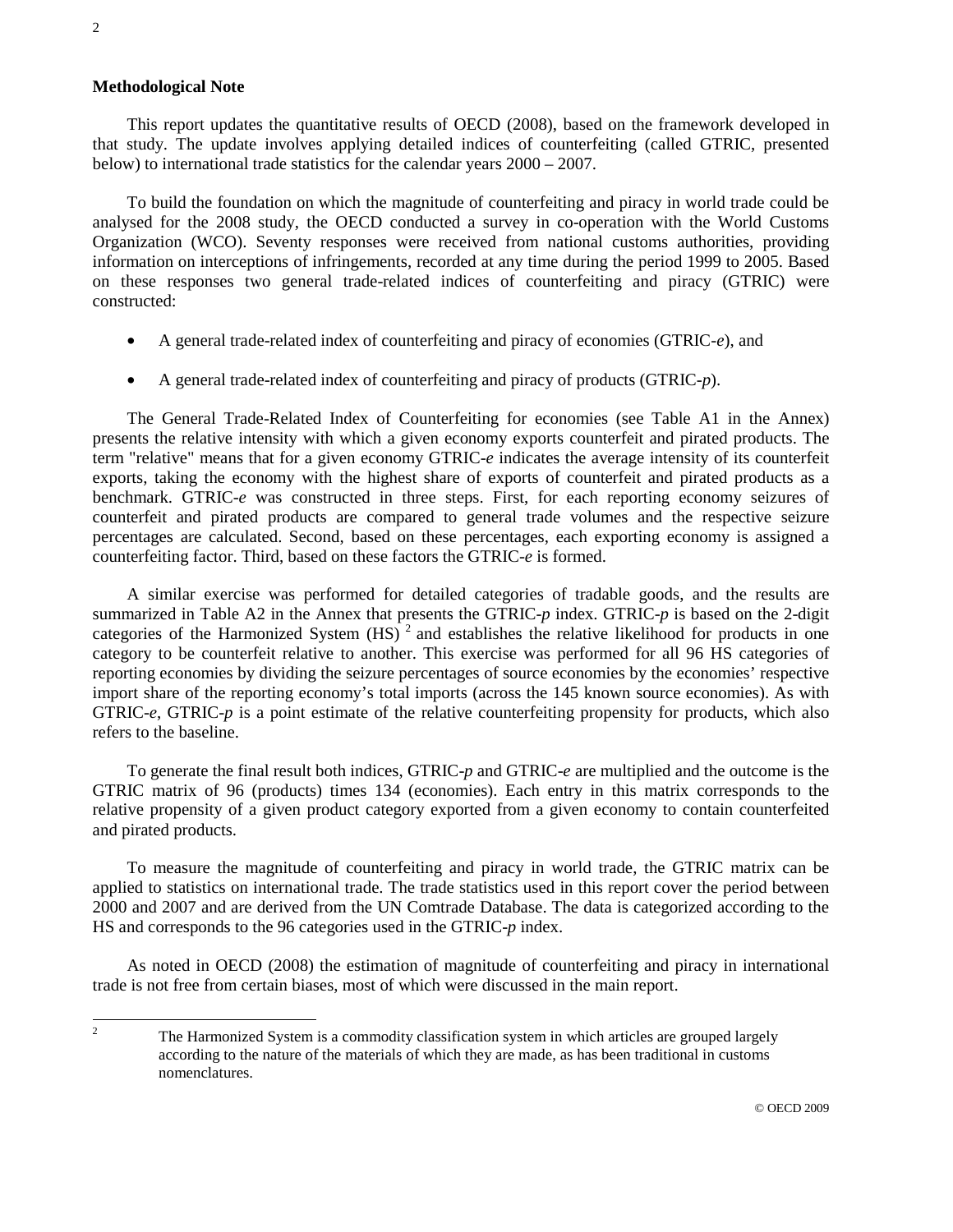**Methodological Note**

This report updates the quantitative results of OECD (2008), based on the framework developed in that study. The update involves applying detailed indices of counterfeiting (called GTRIC, presented below) to international trade statistics for the calendar years 2000 – 2007.

To build the foundation on which the magnitude of counterfeiting and piracy in world trade could be analysed for the 2008 study, the OECD conducted a survey in co-operation with the World Customs Organization (WCO). Seventy responses were received from national customs authorities, providing information on interceptions of infringements, recorded at any time during the period 1999 to 2005. Based on these responses two general trade-related indices of counterfeiting and piracy (GTRIC) were constructed:

- A general trade-related index of counterfeiting and piracy of economies (GTRIC-*e*), and
- A general trade-related index of counterfeiting and piracy of products (GTRIC-*p*).

The General Trade-Related Index of Counterfeiting for economies (see Table A1 in the Annex) presents the relative intensity with which a given economy exports counterfeit and pirated products. The term "relative" means that for a given economy GTRIC-*e* indicates the average intensity of its counterfeit exports, taking the economy with the highest share of exports of counterfeit and pirated products as a benchmark. GTRIC-*e* was constructed in three steps. First, for each reporting economy seizures of counterfeit and pirated products are compared to general trade volumes and the respective seizure percentages are calculated. Second, based on these percentages, each exporting economy is assigned a counterfeiting factor. Third, based on these factors the GTRIC-*e* is formed.

A similar exercise was performed for detailed categories of tradable goods, and the results are summarized in Table A2 in the Annex that presents the GTRIC-*p* index. GTRIC-*p* is based on the 2-digit categories of the Harmonized System (HS) [2] and establishes the relative likelihood for products in one category to be counterfeit relative to another. This exercise was performed for all 96 HS categories of reporting economies by dividing the seizure percentages of source economies by the economies' respective import share of the reporting economy's total imports (across the 145 known source economies). As with GTRIC-*e*, GTRIC-*p* is a point estimate of the relative counterfeiting propensity for products, which also refers to the baseline.

To generate the final result both indices, GTRIC-*p* and GTRIC-*e* are multiplied and the outcome is the GTRIC matrix of 96 (products) times 134 (economies). Each entry in this matrix corresponds to the relative propensity of a given product category exported from a given economy to contain counterfeited and pirated products.

To measure the magnitude of counterfeiting and piracy in world trade, the GTRIC matrix can be applied to statistics on international trade. The trade statistics used in this report cover the period between 2000 and 2007 and are derived from the UN Comtrade Database. The data is categorized according to the HS and corresponds to the 96 categories used in the GTRIC-*p* index.

As noted in OECD (2008) the estimation of magnitude of counterfeiting and piracy in international trade is not free from certain biases, most of which were discussed in the main report.

---

[2] The Harmonized System is a commodity classification system in which articles are grouped largely according to the nature of the materials of which they are made, as has been traditional in customs nomenclatures.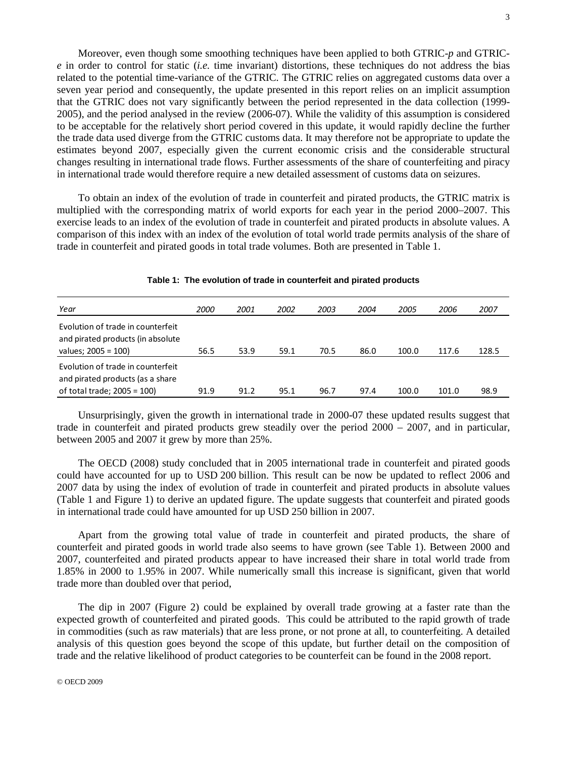Moreover, even though some smoothing techniques have been applied to both GTRIC-*p* and GTRIC-*e* in order to control for static (*i.e.* time invariant) distortions, these techniques do not address the bias related to the potential time-variance of the GTRIC. The GTRIC relies on aggregated customs data over a seven year period and consequently, the update presented in this report relies on an implicit assumption that the GTRIC does not vary significantly between the period represented in the data collection (1999-2005), and the period analysed in the review (2006-07). While the validity of this assumption is considered to be acceptable for the relatively short period covered in this update, it would rapidly decline the further the trade data used diverge from the GTRIC customs data. It may therefore not be appropriate to update the estimates beyond 2007, especially given the current economic crisis and the considerable structural changes resulting in international trade flows. Further assessments of the share of counterfeiting and piracy in international trade would therefore require a new detailed assessment of customs data on seizures.

To obtain an index of the evolution of trade in counterfeit and pirated products, the GTRIC matrix is multiplied with the corresponding matrix of world exports for each year in the period 2000–2007. This exercise leads to an index of the evolution of trade in counterfeit and pirated products in absolute values. A comparison of this index with an index of the evolution of total world trade permits analysis of the share of trade in counterfeit and pirated goods in total trade volumes. Both are presented in Table 1.

**Table 1: The evolution of trade in counterfeit and pirated products**

| *Year* | *2000* | *2001* | *2002* | *2003* | *2004* | *2005* | *2006* | *2007* |
|---|---|---|---|---|---|---|---|---|
| Evolution of trade in counterfeit and pirated products (in absolute values; 2005 = 100) | 56.5 | 53.9 | 59.1 | 70.5 | 86.0 | 100.0 | 117.6 | 128.5 |
| Evolution of trade in counterfeit and pirated products (as a share of total trade; 2005 = 100) | 91.9 | 91.2 | 95.1 | 96.7 | 97.4 | 100.0 | 101.0 | 98.9 |

Unsurprisingly, given the growth in international trade in 2000-07 these updated results suggest that trade in counterfeit and pirated products grew steadily over the period 2000 – 2007, and in particular, between 2005 and 2007 it grew by more than 25%.

The OECD (2008) study concluded that in 2005 international trade in counterfeit and pirated goods could have accounted for up to USD 200 billion. This result can be now be updated to reflect 2006 and 2007 data by using the index of evolution of trade in counterfeit and pirated products in absolute values (Table 1 and Figure 1) to derive an updated figure. The update suggests that counterfeit and pirated goods in international trade could have amounted for up USD 250 billion in 2007.

Apart from the growing total value of trade in counterfeit and pirated products, the share of counterfeit and pirated goods in world trade also seems to have grown (see Table 1). Between 2000 and 2007, counterfeited and pirated products appear to have increased their share in total world trade from 1.85% in 2000 to 1.95% in 2007. While numerically small this increase is significant, given that world trade more than doubled over that period,

The dip in 2007 (Figure 2) could be explained by overall trade growing at a faster rate than the expected growth of counterfeited and pirated goods. This could be attributed to the rapid growth of trade in commodities (such as raw materials) that are less prone, or not prone at all, to counterfeiting. A detailed analysis of this question goes beyond the scope of this update, but further detail on the composition of trade and the relative likelihood of product categories to be counterfeit can be found in the 2008 report.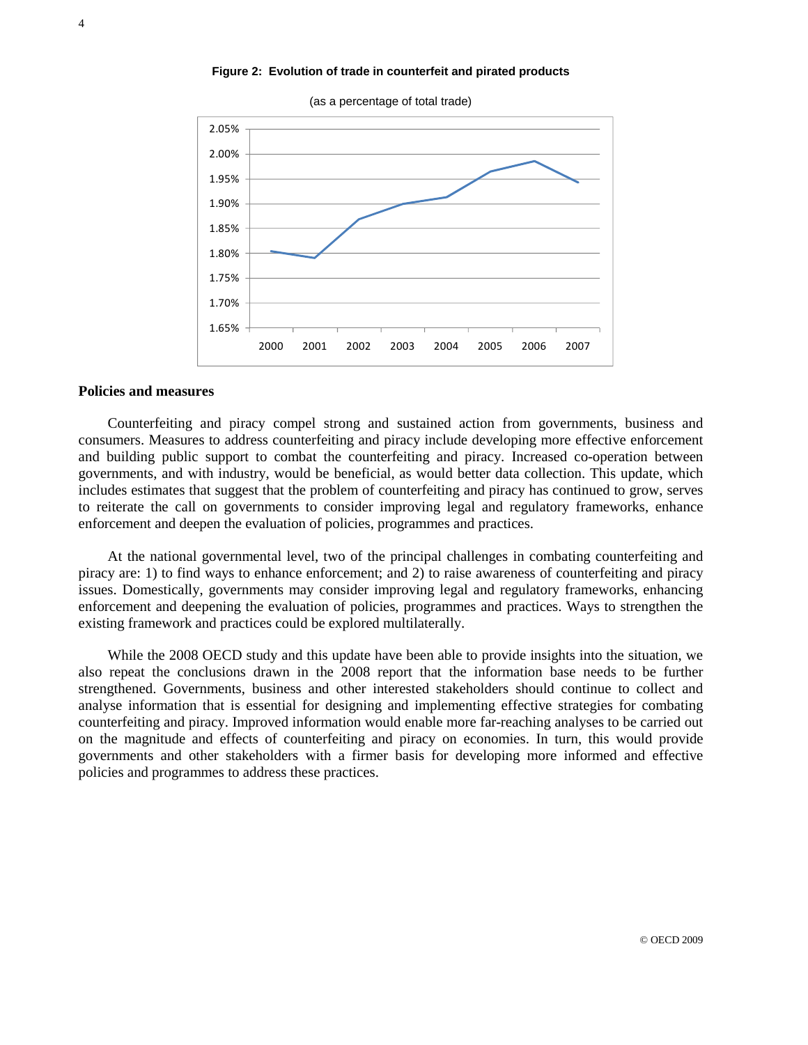**Figure 2: Evolution of trade in counterfeit and pirated products**

(as a percentage of total trade)

### Policies and measures

Counterfeiting and piracy compel strong and sustained action from governments, business and consumers. Measures to address counterfeiting and piracy include developing more effective enforcement and building public support to combat the counterfeiting and piracy. Increased co-operation between governments, and with industry, would be beneficial, as would better data collection. This update, which includes estimates that suggest that the problem of counterfeiting and piracy has continued to grow, serves to reiterate the call on governments to consider improving legal and regulatory frameworks, enhance enforcement and deepen the evaluation of policies, programmes and practices.

At the national governmental level, two of the principal challenges in combating counterfeiting and piracy are: 1) to find ways to enhance enforcement; and 2) to raise awareness of counterfeiting and piracy issues. Domestically, governments may consider improving legal and regulatory frameworks, enhancing enforcement and deepening the evaluation of policies, programmes and practices. Ways to strengthen the existing framework and practices could be explored multilaterally.

While the 2008 OECD study and this update have been able to provide insights into the situation, we also repeat the conclusions drawn in the 2008 report that the information base needs to be further strengthened. Governments, business and other interested stakeholders should continue to collect and analyse information that is essential for designing and implementing effective strategies for combating counterfeiting and piracy. Improved information would enable more far-reaching analyses to be carried out on the magnitude and effects of counterfeiting and piracy on economies. In turn, this would provide governments and other stakeholders with a firmer basis for developing more informed and effective policies and programmes to address these practices.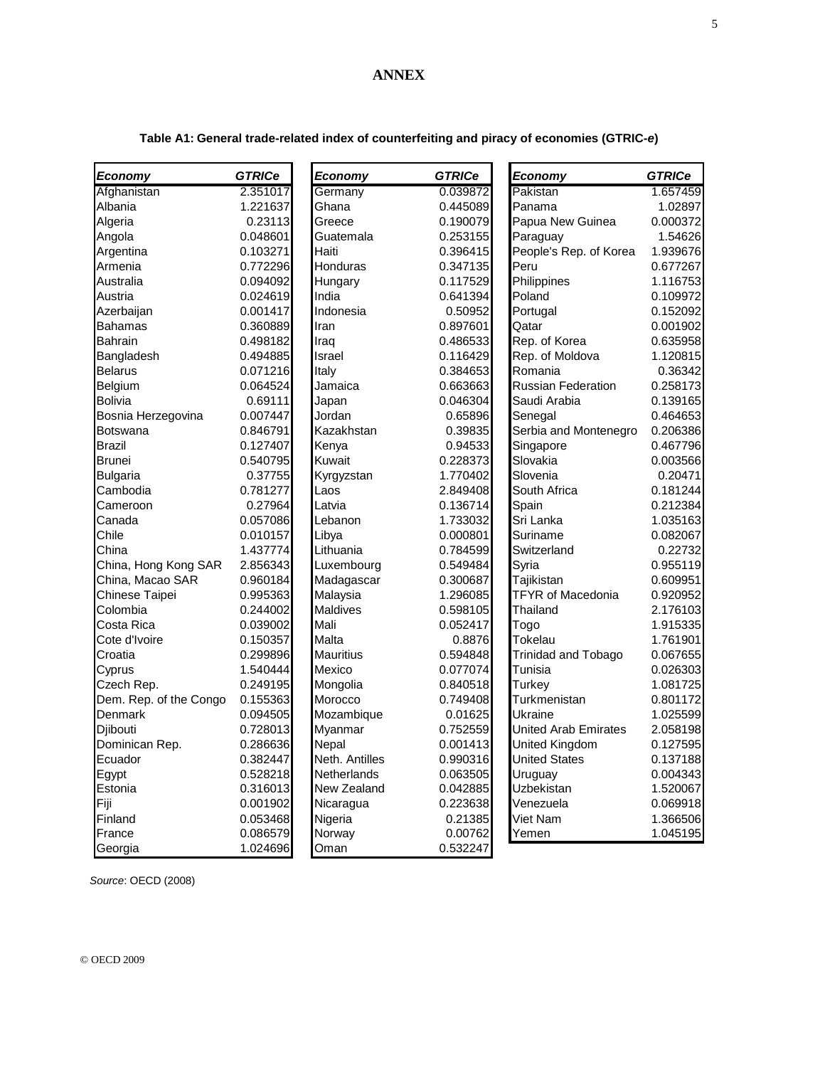# ANNEX

**Table A1: General trade-related index of counterfeiting and piracy of economies (GTRIC-*e*)**

| *Economy* | *GTRICe* | *Economy* | *GTRICe* | *Economy* | *GTRICe* |
|---|---|---|---|---|---|
| Afghanistan | 2.351017 | Germany | 0.039872 | Pakistan | 1.657459 |
| Albania | 1.221637 | Ghana | 0.445089 | Panama | 1.02897 |
| Algeria | 0.23113 | Greece | 0.190079 | Papua New Guinea | 0.000372 |
| Angola | 0.048601 | Guatemala | 0.253155 | Paraguay | 1.54626 |
| Argentina | 0.103271 | Haiti | 0.396415 | People's Rep. of Korea | 1.939676 |
| Armenia | 0.772296 | Honduras | 0.347135 | Peru | 0.677267 |
| Australia | 0.094092 | Hungary | 0.117529 | Philippines | 1.116753 |
| Austria | 0.024619 | India | 0.641394 | Poland | 0.109972 |
| Azerbaijan | 0.001417 | Indonesia | 0.50952 | Portugal | 0.152092 |
| Bahamas | 0.360889 | Iran | 0.897601 | Qatar | 0.001902 |
| Bahrain | 0.498182 | Iraq | 0.486533 | Rep. of Korea | 0.635958 |
| Bangladesh | 0.494885 | Israel | 0.116429 | Rep. of Moldova | 1.120815 |
| Belarus | 0.071216 | Italy | 0.384653 | Romania | 0.36342 |
| Belgium | 0.064524 | Jamaica | 0.663663 | Russian Federation | 0.258173 |
| Bolivia | 0.69111 | Japan | 0.046304 | Saudi Arabia | 0.139165 |
| Bosnia Herzegovina | 0.007447 | Jordan | 0.65896 | Senegal | 0.464653 |
| Botswana | 0.846791 | Kazakhstan | 0.39835 | Serbia and Montenegro | 0.206386 |
| Brazil | 0.127407 | Kenya | 0.94533 | Singapore | 0.467796 |
| Brunei | 0.540795 | Kuwait | 0.228373 | Slovakia | 0.003566 |
| Bulgaria | 0.37755 | Kyrgyzstan | 1.770402 | Slovenia | 0.20471 |
| Cambodia | 0.781277 | Laos | 2.849408 | South Africa | 0.181244 |
| Cameroon | 0.27964 | Latvia | 0.136714 | Spain | 0.212384 |
| Canada | 0.057086 | Lebanon | 1.733032 | Sri Lanka | 1.035163 |
| Chile | 0.010157 | Libya | 0.000801 | Suriname | 0.082067 |
| China | 1.437774 | Lithuania | 0.784599 | Switzerland | 0.22732 |
| China, Hong Kong SAR | 2.856343 | Luxembourg | 0.549484 | Syria | 0.955119 |
| China, Macao SAR | 0.960184 | Madagascar | 0.300687 | Tajikistan | 0.609951 |
| Chinese Taipei | 0.995363 | Malaysia | 1.296085 | TFYR of Macedonia | 0.920952 |
| Colombia | 0.244002 | Maldives | 0.598105 | Thailand | 2.176103 |
| Costa Rica | 0.039002 | Mali | 0.052417 | Togo | 1.915335 |
| Cote d'Ivoire | 0.150357 | Malta | 0.8876 | Tokelau | 1.761901 |
| Croatia | 0.299896 | Mauritius | 0.594848 | Trinidad and Tobago | 0.067655 |
| Cyprus | 1.540444 | Mexico | 0.077074 | Tunisia | 0.026303 |
| Czech Rep. | 0.249195 | Mongolia | 0.840518 | Turkey | 1.081725 |
| Dem. Rep. of the Congo | 0.155363 | Morocco | 0.749408 | Turkmenistan | 0.801172 |
| Denmark | 0.094505 | Mozambique | 0.01625 | Ukraine | 1.025599 |
| Djibouti | 0.728013 | Myanmar | 0.752559 | United Arab Emirates | 2.058198 |
| Dominican Rep. | 0.286636 | Nepal | 0.001413 | United Kingdom | 0.127595 |
| Ecuador | 0.382447 | Neth. Antilles | 0.990316 | United States | 0.137188 |
| Egypt | 0.528218 | Netherlands | 0.063505 | Uruguay | 0.004343 |
| Estonia | 0.316013 | New Zealand | 0.042885 | Uzbekistan | 1.520067 |
| Fiji | 0.001902 | Nicaragua | 0.223638 | Venezuela | 0.069918 |
| Finland | 0.053468 | Nigeria | 0.21385 | Viet Nam | 1.366506 |
| France | 0.086579 | Norway | 0.00762 | Yemen | 1.045195 |
| Georgia | 1.024696 | Oman | 0.532247 | | |

*Source*: OECD (2008)

© OECD 2009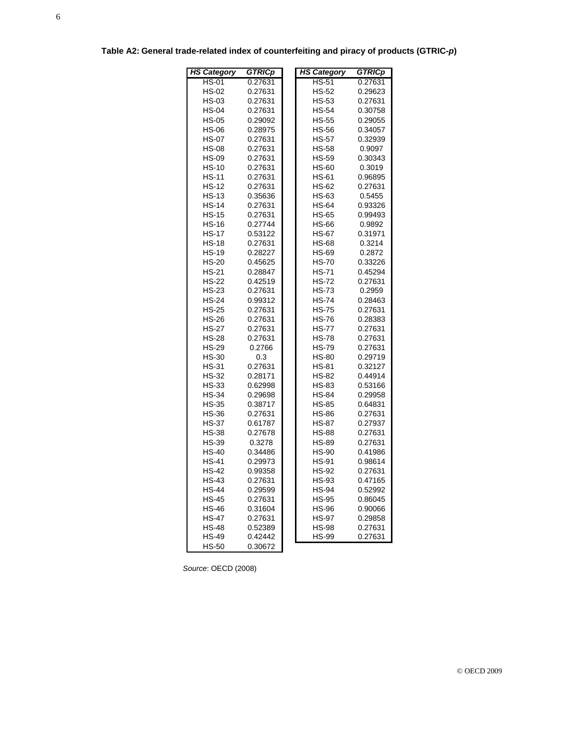**Table A2: General trade-related index of counterfeiting and piracy of products (GTRIC-*p*)**

| *HS Category* | *GTRICp* | *HS Category* | *GTRICp* |
|---|---|---|---|
| HS-01 | 0.27631 | HS-51 | 0.27631 |
| HS-02 | 0.27631 | HS-52 | 0.29623 |
| HS-03 | 0.27631 | HS-53 | 0.27631 |
| HS-04 | 0.27631 | HS-54 | 0.30758 |
| HS-05 | 0.29092 | HS-55 | 0.29055 |
| HS-06 | 0.28975 | HS-56 | 0.34057 |
| HS-07 | 0.27631 | HS-57 | 0.32939 |
| HS-08 | 0.27631 | HS-58 | 0.9097 |
| HS-09 | 0.27631 | HS-59 | 0.30343 |
| HS-10 | 0.27631 | HS-60 | 0.3019 |
| HS-11 | 0.27631 | HS-61 | 0.96895 |
| HS-12 | 0.27631 | HS-62 | 0.27631 |
| HS-13 | 0.35636 | HS-63 | 0.5455 |
| HS-14 | 0.27631 | HS-64 | 0.93326 |
| HS-15 | 0.27631 | HS-65 | 0.99493 |
| HS-16 | 0.27744 | HS-66 | 0.9892 |
| HS-17 | 0.53122 | HS-67 | 0.31971 |
| HS-18 | 0.27631 | HS-68 | 0.3214 |
| HS-19 | 0.28227 | HS-69 | 0.2872 |
| HS-20 | 0.45625 | HS-70 | 0.33226 |
| HS-21 | 0.28847 | HS-71 | 0.45294 |
| HS-22 | 0.42519 | HS-72 | 0.27631 |
| HS-23 | 0.27631 | HS-73 | 0.2959 |
| HS-24 | 0.99312 | HS-74 | 0.28463 |
| HS-25 | 0.27631 | HS-75 | 0.27631 |
| HS-26 | 0.27631 | HS-76 | 0.28383 |
| HS-27 | 0.27631 | HS-77 | 0.27631 |
| HS-28 | 0.27631 | HS-78 | 0.27631 |
| HS-29 | 0.2766 | HS-79 | 0.27631 |
| HS-30 | 0.3 | HS-80 | 0.29719 |
| HS-31 | 0.27631 | HS-81 | 0.32127 |
| HS-32 | 0.28171 | HS-82 | 0.44914 |
| HS-33 | 0.62998 | HS-83 | 0.53166 |
| HS-34 | 0.29698 | HS-84 | 0.29958 |
| HS-35 | 0.38717 | HS-85 | 0.64831 |
| HS-36 | 0.27631 | HS-86 | 0.27631 |
| HS-37 | 0.61787 | HS-87 | 0.27937 |
| HS-38 | 0.27678 | HS-88 | 0.27631 |
| HS-39 | 0.3278 | HS-89 | 0.27631 |
| HS-40 | 0.34486 | HS-90 | 0.41986 |
| HS-41 | 0.29973 | HS-91 | 0.98614 |
| HS-42 | 0.99358 | HS-92 | 0.27631 |
| HS-43 | 0.27631 | HS-93 | 0.47165 |
| HS-44 | 0.29599 | HS-94 | 0.52992 |
| HS-45 | 0.27631 | HS-95 | 0.86045 |
| HS-46 | 0.31604 | HS-96 | 0.90066 |
| HS-47 | 0.27631 | HS-97 | 0.29858 |
| HS-48 | 0.52389 | HS-98 | 0.27631 |
| HS-49 | 0.42442 | HS-99 | 0.27631 |
| HS-50 | 0.30672 | | |

*Source*: OECD (2008)